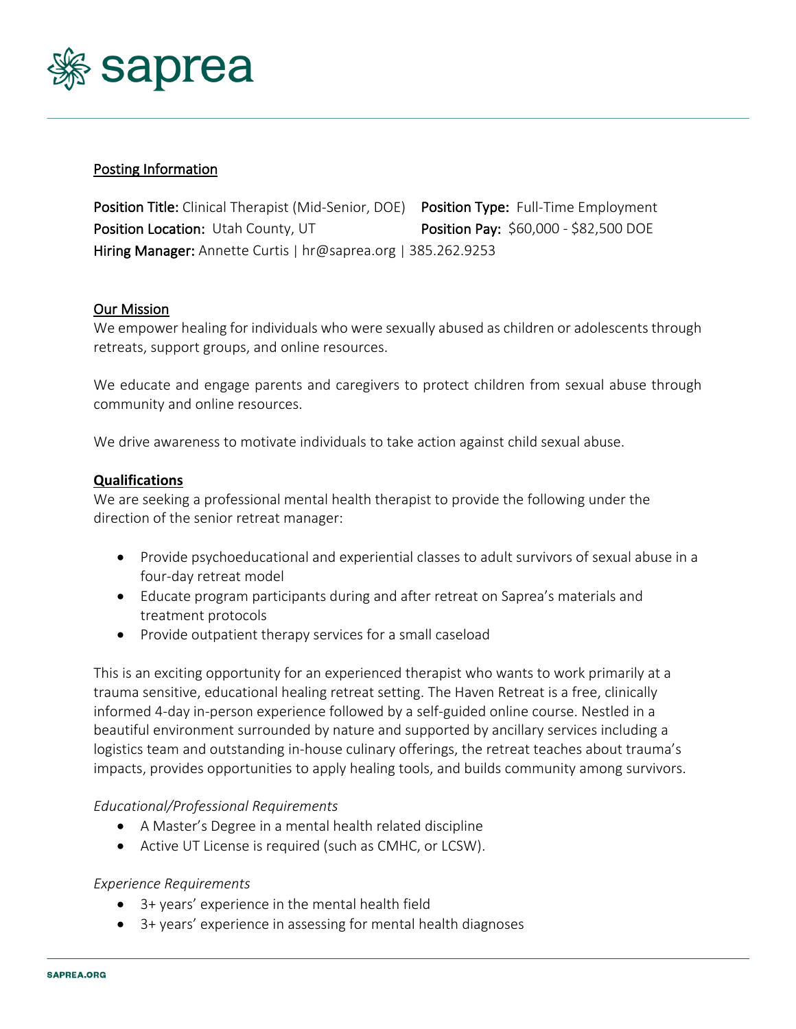saprea

## Posting Information

**Position Title:** Clinical Therapist (Mid-Senior, DOE) **Position Type:** Full-Time Employment
**Position Location:** Utah County, UT **Position Pay:** $60,000 - $82,500 DOE
**Hiring Manager:** Annette Curtis | hr@saprea.org | 385.262.9253

## Our Mission

We empower healing for individuals who were sexually abused as children or adolescents through retreats, support groups, and online resources.

We educate and engage parents and caregivers to protect children from sexual abuse through community and online resources.

We drive awareness to motivate individuals to take action against child sexual abuse.

## Qualifications

We are seeking a professional mental health therapist to provide the following under the direction of the senior retreat manager:

- Provide psychoeducational and experiential classes to adult survivors of sexual abuse in a four-day retreat model
- Educate program participants during and after retreat on Saprea's materials and treatment protocols
- Provide outpatient therapy services for a small caseload

This is an exciting opportunity for an experienced therapist who wants to work primarily at a trauma sensitive, educational healing retreat setting. The Haven Retreat is a free, clinically informed 4-day in-person experience followed by a self-guided online course. Nestled in a beautiful environment surrounded by nature and supported by ancillary services including a logistics team and outstanding in-house culinary offerings, the retreat teaches about trauma's impacts, provides opportunities to apply healing tools, and builds community among survivors.

*Educational/Professional Requirements*

- A Master's Degree in a mental health related discipline
- Active UT License is required (such as CMHC, or LCSW).

*Experience Requirements*

- 3+ years' experience in the mental health field
- 3+ years' experience in assessing for mental health diagnoses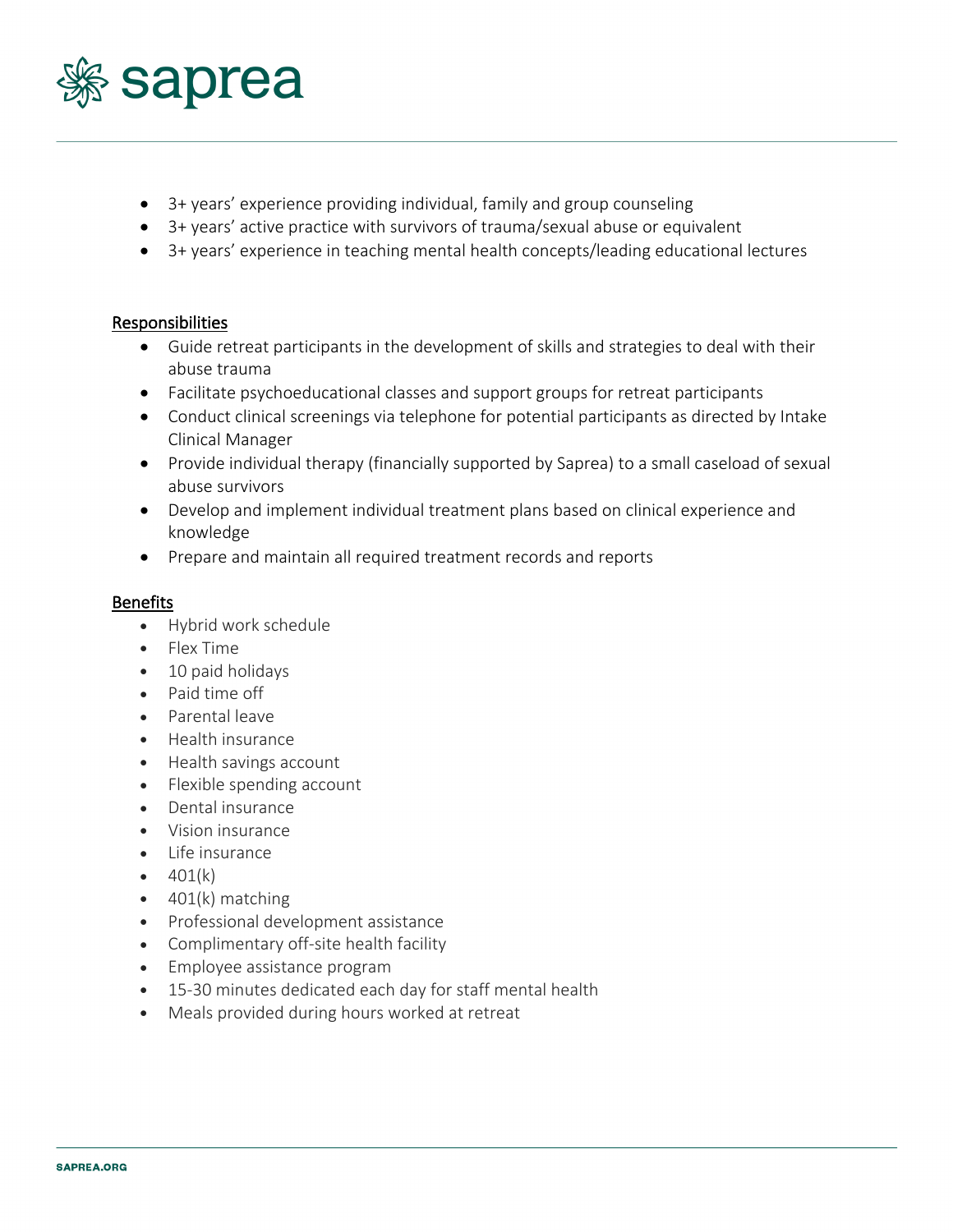- 3+ years' experience providing individual, family and group counseling
- 3+ years' active practice with survivors of trauma/sexual abuse or equivalent
- 3+ years' experience in teaching mental health concepts/leading educational lectures

## Responsibilities

- Guide retreat participants in the development of skills and strategies to deal with their abuse trauma
- Facilitate psychoeducational classes and support groups for retreat participants
- Conduct clinical screenings via telephone for potential participants as directed by Intake Clinical Manager
- Provide individual therapy (financially supported by Saprea) to a small caseload of sexual abuse survivors
- Develop and implement individual treatment plans based on clinical experience and knowledge
- Prepare and maintain all required treatment records and reports

## Benefits

- Hybrid work schedule
- Flex Time
- 10 paid holidays
- Paid time off
- Parental leave
- Health insurance
- Health savings account
- Flexible spending account
- Dental insurance
- Vision insurance
- Life insurance
- 401(k)
- 401(k) matching
- Professional development assistance
- Complimentary off-site health facility
- Employee assistance program
- 15-30 minutes dedicated each day for staff mental health
- Meals provided during hours worked at retreat